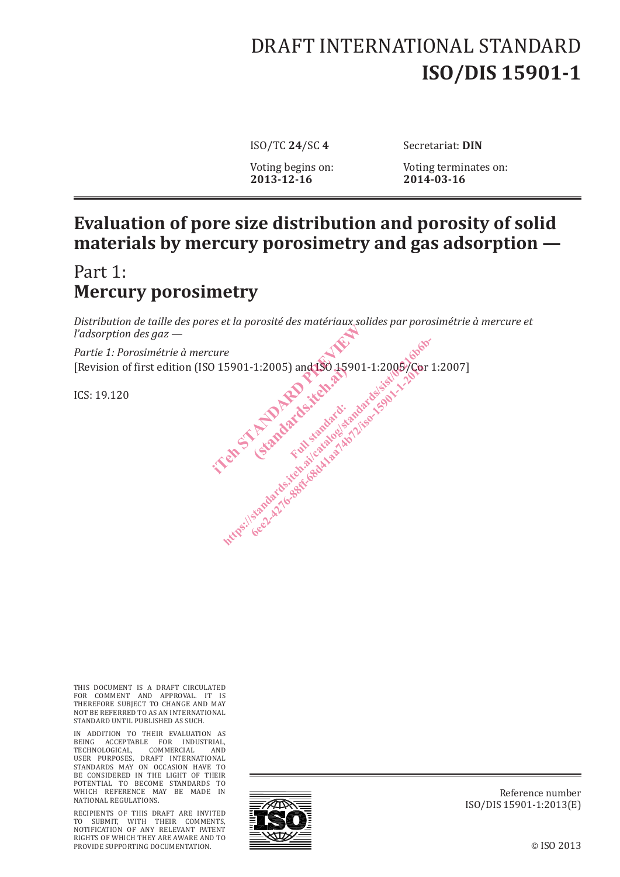# DRAFT INTERNATIONAL STANDARD
# ISO/DIS 15901-1

ISO/TC **24**/SC **4** Secretariat: **DIN**

Voting begins on: **2013-12-16** Voting terminates on: **2014-03-16**

## Evaluation of pore size distribution and porosity of solid materials by mercury porosimetry and gas adsorption —

## Part 1: **Mercury porosimetry**

*Distribution de taille des pores et la porosité des matériaux solides par porosimétrie à mercure et l'adsorption des gaz —*

*Partie 1: Porosimétrie à mercure*

[Revision of first edition (ISO 15901-1:2005) and ISO 15901-1:2005/Cor 1:2007]

ICS: 19.120

THIS DOCUMENT IS A DRAFT CIRCULATED FOR COMMENT AND APPROVAL. IT IS THEREFORE SUBJECT TO CHANGE AND MAY NOT BE REFERRED TO AS AN INTERNATIONAL STANDARD UNTIL PUBLISHED AS SUCH.

IN ADDITION TO THEIR EVALUATION AS BEING ACCEPTABLE FOR INDUSTRIAL, TECHNOLOGICAL, COMMERCIAL AND USER PURPOSES, DRAFT INTERNATIONAL STANDARDS MAY ON OCCASION HAVE TO BE CONSIDERED IN THE LIGHT OF THEIR POTENTIAL TO BECOME STANDARDS TO WHICH REFERENCE MAY BE MADE IN NATIONAL REGULATIONS.

RECIPIENTS OF THIS DRAFT ARE INVITED TO SUBMIT, WITH THEIR COMMENTS, NOTIFICATION OF ANY RELEVANT PATENT RIGHTS OF WHICH THEY ARE AWARE AND TO PROVIDE SUPPORTING DOCUMENTATION.

Reference number
ISO/DIS 15901-1:2013(E)

© ISO 2013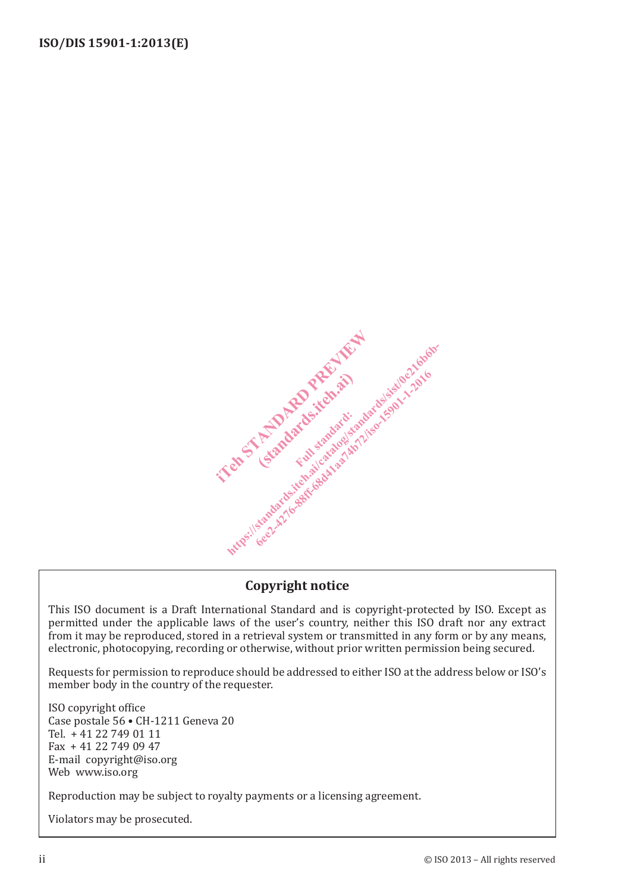## Copyright notice

This ISO document is a Draft International Standard and is copyright-protected by ISO. Except as permitted under the applicable laws of the user's country, neither this ISO draft nor any extract from it may be reproduced, stored in a retrieval system or transmitted in any form or by any means, electronic, photocopying, recording or otherwise, without prior written permission being secured.

Requests for permission to reproduce should be addressed to either ISO at the address below or ISO's member body in the country of the requester.

ISO copyright office
Case postale 56 • CH-1211 Geneva 20
Tel. + 41 22 749 01 11
Fax + 41 22 749 09 47
E-mail copyright@iso.org
Web www.iso.org

Reproduction may be subject to royalty payments or a licensing agreement.

Violators may be prosecuted.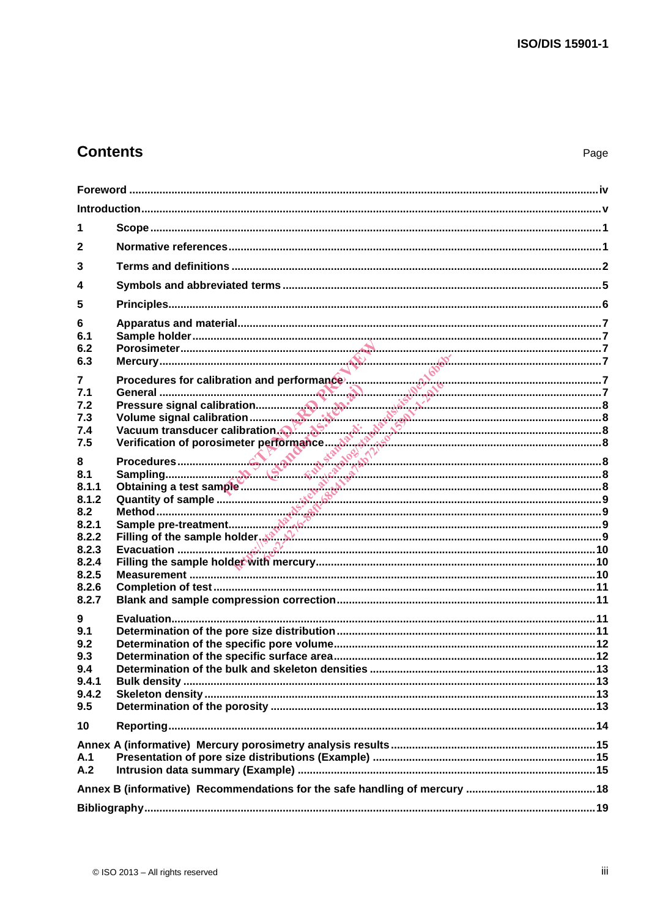## Contents

Page

| | | |
|---|---|---|
| Foreword | | iv |
| Introduction | | v |
| 1 | Scope | 1 |
| 2 | Normative references | 1 |
| 3 | Terms and definitions | 2 |
| 4 | Symbols and abbreviated terms | 5 |
| 5 | Principles | 6 |
| 6 | Apparatus and material | 7 |
| 6.1 | Sample holder | 7 |
| 6.2 | Porosimeter | 7 |
| 6.3 | Mercury | 7 |
| 7 | Procedures for calibration and performance | 7 |
| 7.1 | General | 7 |
| 7.2 | Pressure signal calibration | 8 |
| 7.3 | Volume signal calibration | 8 |
| 7.4 | Vacuum transducer calibration | 8 |
| 7.5 | Verification of porosimeter performance | 8 |
| 8 | Procedures | 8 |
| 8.1 | Sampling | 8 |
| 8.1.1 | Obtaining a test sample | 8 |
| 8.1.2 | Quantity of sample | 9 |
| 8.2 | Method | 9 |
| 8.2.1 | Sample pre-treatment | 9 |
| 8.2.2 | Filling of the sample holder | 9 |
| 8.2.3 | Evacuation | 10 |
| 8.2.4 | Filling the sample holder with mercury | 10 |
| 8.2.5 | Measurement | 10 |
| 8.2.6 | Completion of test | 11 |
| 8.2.7 | Blank and sample compression correction | 11 |
| 9 | Evaluation | 11 |
| 9.1 | Determination of the pore size distribution | 11 |
| 9.2 | Determination of the specific pore volume | 12 |
| 9.3 | Determination of the specific surface area | 12 |
| 9.4 | Determination of the bulk and skeleton densities | 13 |
| 9.4.1 | Bulk density | 13 |
| 9.4.2 | Skeleton density | 13 |
| 9.5 | Determination of the porosity | 13 |
| 10 | Reporting | 14 |
| Annex A (informative) Mercury porosimetry analysis results | | 15 |
| A.1 | Presentation of pore size distributions (Example) | 15 |
| A.2 | Intrusion data summary (Example) | 15 |
| Annex B (informative) Recommendations for the safe handling of mercury | | 18 |
| Bibliography | | 19 |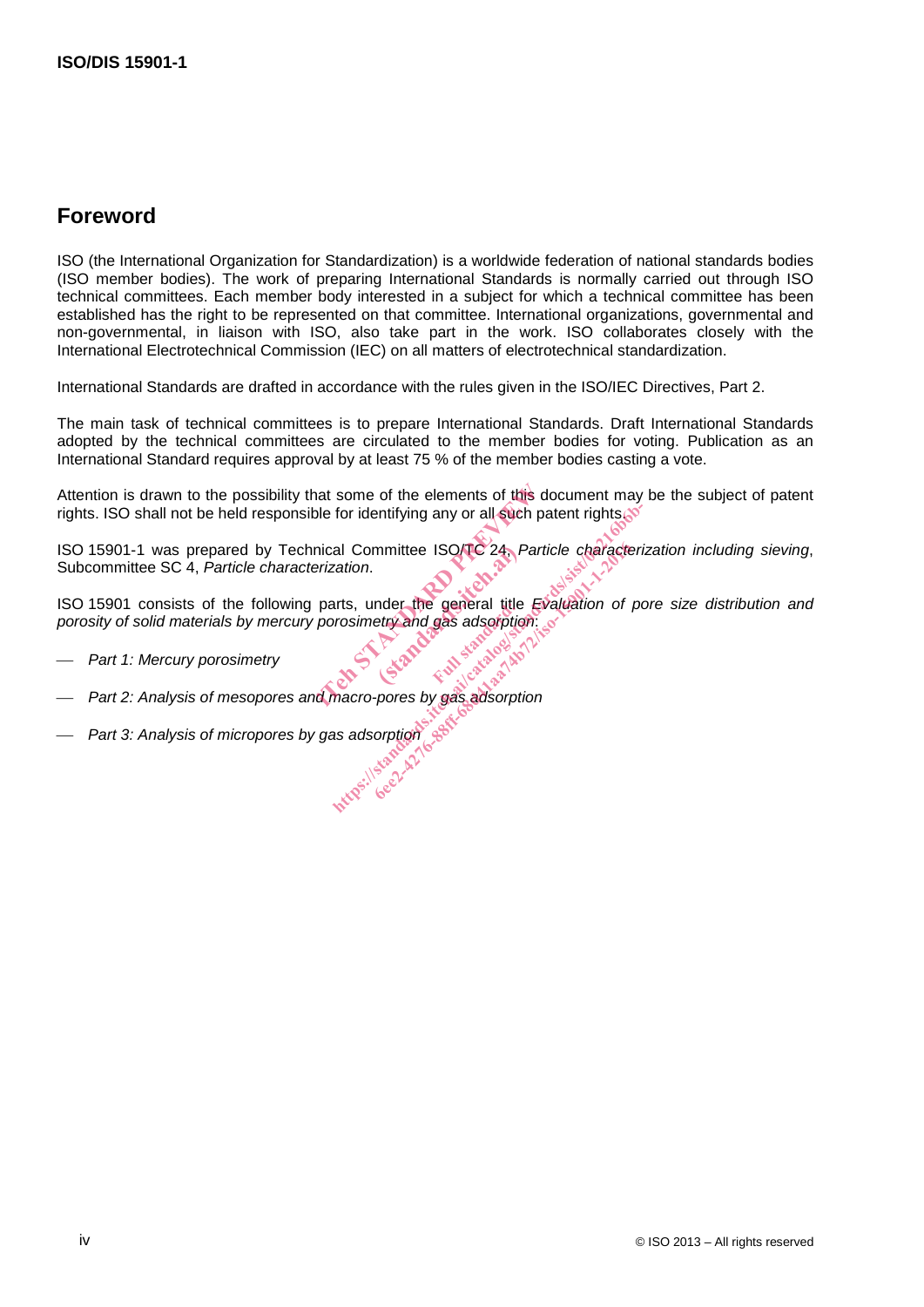# Foreword

ISO (the International Organization for Standardization) is a worldwide federation of national standards bodies (ISO member bodies). The work of preparing International Standards is normally carried out through ISO technical committees. Each member body interested in a subject for which a technical committee has been established has the right to be represented on that committee. International organizations, governmental and non-governmental, in liaison with ISO, also take part in the work. ISO collaborates closely with the International Electrotechnical Commission (IEC) on all matters of electrotechnical standardization.

International Standards are drafted in accordance with the rules given in the ISO/IEC Directives, Part 2.

The main task of technical committees is to prepare International Standards. Draft International Standards adopted by the technical committees are circulated to the member bodies for voting. Publication as an International Standard requires approval by at least 75 % of the member bodies casting a vote.

Attention is drawn to the possibility that some of the elements of this document may be the subject of patent rights. ISO shall not be held responsible for identifying any or all such patent rights.

ISO 15901-1 was prepared by Technical Committee ISO/TC 24, *Particle characterization including sieving*, Subcommittee SC 4, *Particle characterization*.

ISO 15901 consists of the following parts, under the general title *Evaluation of pore size distribution and porosity of solid materials by mercury porosimetry and gas adsorption*:

— *Part 1: Mercury porosimetry*

— *Part 2: Analysis of mesopores and macro-pores by gas adsorption*

— *Part 3: Analysis of micropores by gas adsorption*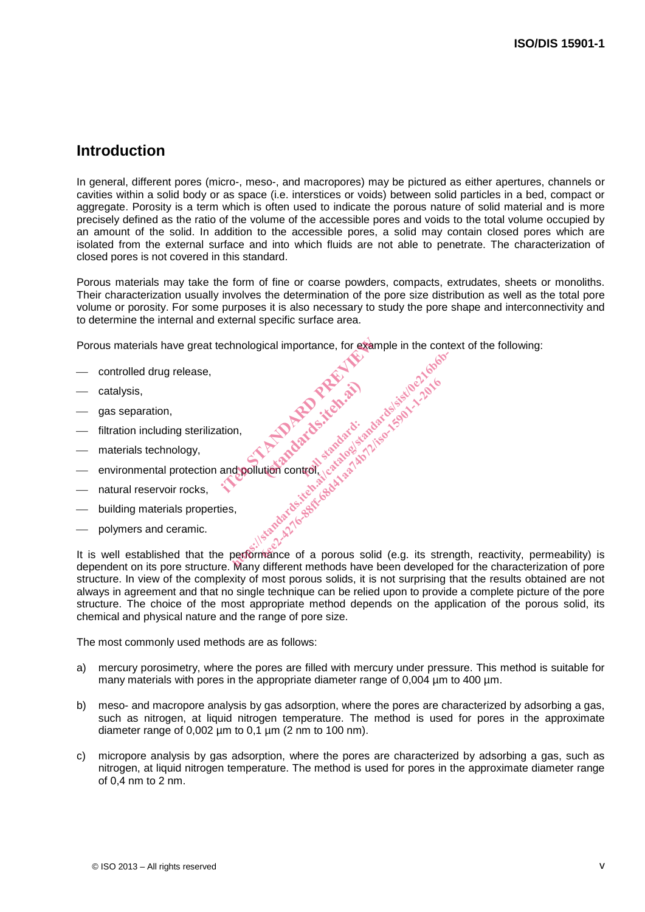## Introduction

In general, different pores (micro-, meso-, and macropores) may be pictured as either apertures, channels or cavities within a solid body or as space (i.e. interstices or voids) between solid particles in a bed, compact or aggregate. Porosity is a term which is often used to indicate the porous nature of solid material and is more precisely defined as the ratio of the volume of the accessible pores and voids to the total volume occupied by an amount of the solid. In addition to the accessible pores, a solid may contain closed pores which are isolated from the external surface and into which fluids are not able to penetrate. The characterization of closed pores is not covered in this standard.

Porous materials may take the form of fine or coarse powders, compacts, extrudates, sheets or monoliths. Their characterization usually involves the determination of the pore size distribution as well as the total pore volume or porosity. For some purposes it is also necessary to study the pore shape and interconnectivity and to determine the internal and external specific surface area.

Porous materials have great technological importance, for example in the context of the following:

- controlled drug release,
- catalysis,
- gas separation,
- filtration including sterilization,
- materials technology,
- environmental protection and pollution control,
- natural reservoir rocks,
- building materials properties,
- polymers and ceramic.

It is well established that the performance of a porous solid (e.g. its strength, reactivity, permeability) is dependent on its pore structure. Many different methods have been developed for the characterization of pore structure. In view of the complexity of most porous solids, it is not surprising that the results obtained are not always in agreement and that no single technique can be relied upon to provide a complete picture of the pore structure. The choice of the most appropriate method depends on the application of the porous solid, its chemical and physical nature and the range of pore size.

The most commonly used methods are as follows:

a) mercury porosimetry, where the pores are filled with mercury under pressure. This method is suitable for many materials with pores in the appropriate diameter range of 0,004 µm to 400 µm.

b) meso- and macropore analysis by gas adsorption, where the pores are characterized by adsorbing a gas, such as nitrogen, at liquid nitrogen temperature. The method is used for pores in the approximate diameter range of 0,002 µm to 0,1 µm (2 nm to 100 nm).

c) micropore analysis by gas adsorption, where the pores are characterized by adsorbing a gas, such as nitrogen, at liquid nitrogen temperature. The method is used for pores in the approximate diameter range of 0,4 nm to 2 nm.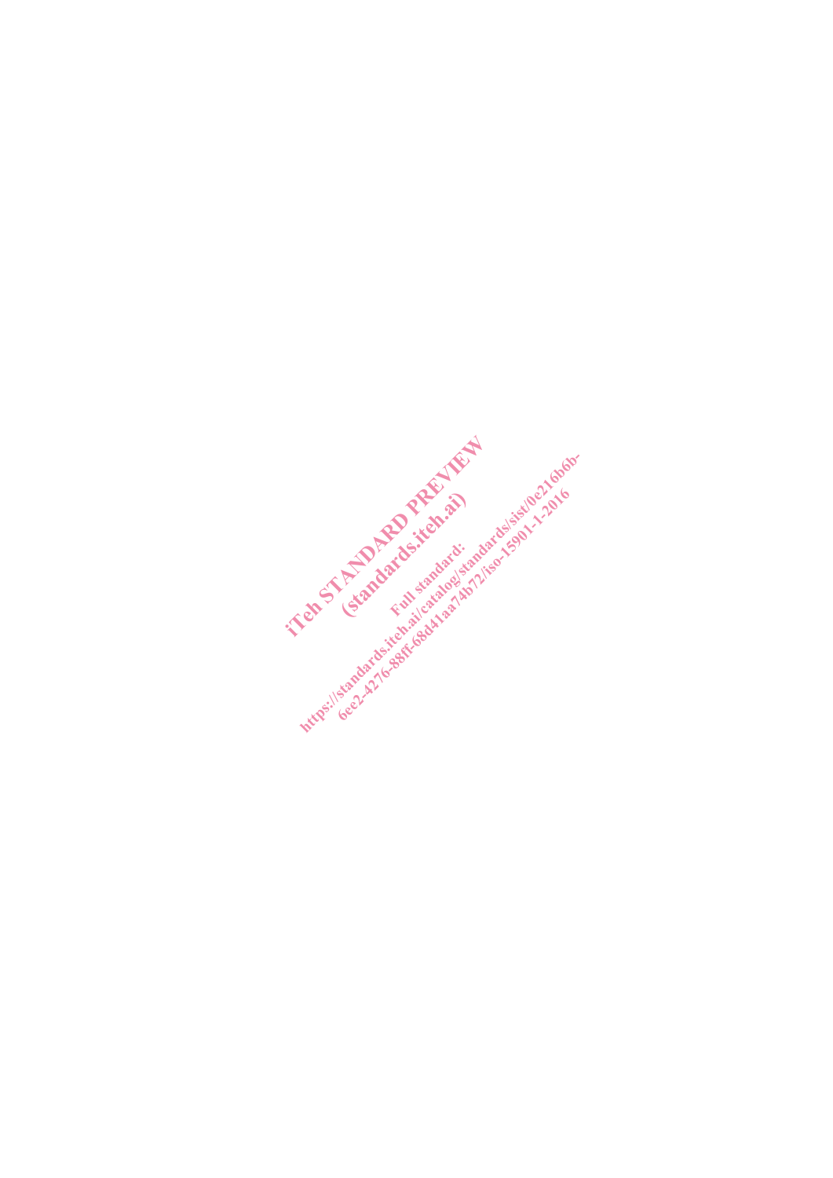iTeh STANDARD PREVIEW
(standards.iteh.ai)

Full standard:
https://standards.iteh.ai/catalog/standards/sist/0e216b6b-6ee2-4276-88ff-68d41aa74b72/iso-15901-1-2016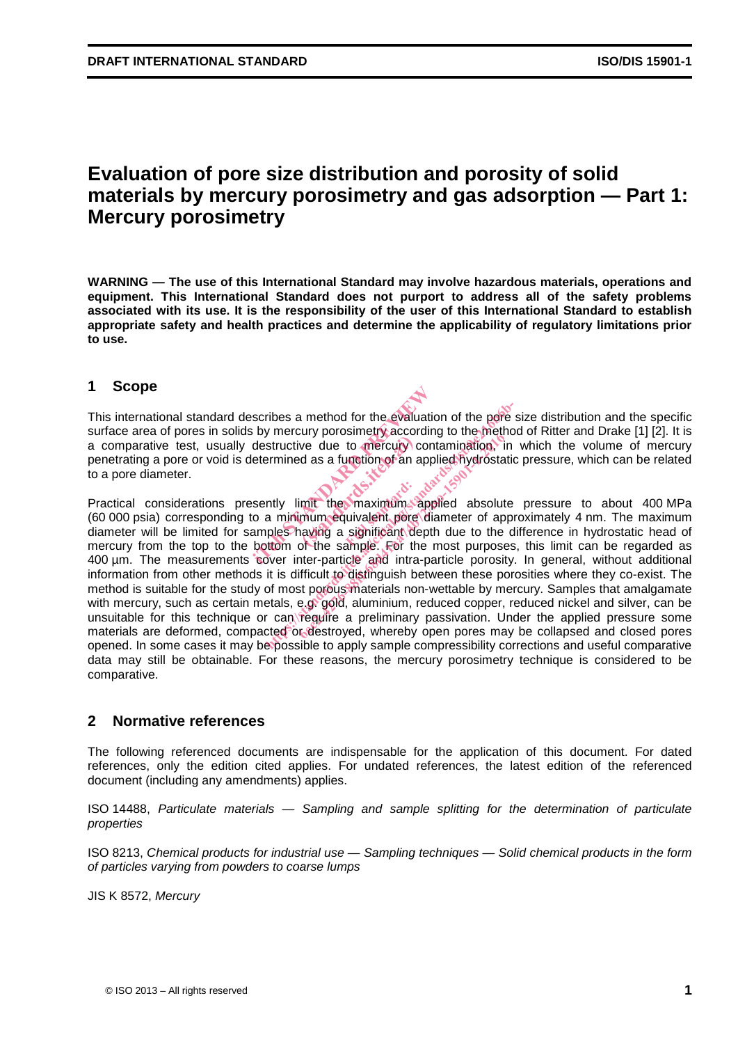# Evaluation of pore size distribution and porosity of solid materials by mercury porosimetry and gas adsorption — Part 1: Mercury porosimetry

**WARNING — The use of this International Standard may involve hazardous materials, operations and equipment. This International Standard does not purport to address all of the safety problems associated with its use. It is the responsibility of the user of this International Standard to establish appropriate safety and health practices and determine the applicability of regulatory limitations prior to use.**

## 1 Scope

This international standard describes a method for the evaluation of the pore size distribution and the specific surface area of pores in solids by mercury porosimetry according to the method of Ritter and Drake [1] [2]. It is a comparative test, usually destructive due to mercury contamination, in which the volume of mercury penetrating a pore or void is determined as a function of an applied hydrostatic pressure, which can be related to a pore diameter.

Practical considerations presently limit the maximum applied absolute pressure to about 400 MPa (60 000 psia) corresponding to a minimum equivalent pore diameter of approximately 4 nm. The maximum diameter will be limited for samples having a significant depth due to the difference in hydrostatic head of mercury from the top to the bottom of the sample. For the most purposes, this limit can be regarded as 400 µm. The measurements cover inter-particle and intra-particle porosity. In general, without additional information from other methods it is difficult to distinguish between these porosities where they co-exist. The method is suitable for the study of most porous materials non-wettable by mercury. Samples that amalgamate with mercury, such as certain metals, e.g. gold, aluminium, reduced copper, reduced nickel and silver, can be unsuitable for this technique or can require a preliminary passivation. Under the applied pressure some materials are deformed, compacted or destroyed, whereby open pores may be collapsed and closed pores opened. In some cases it may be possible to apply sample compressibility corrections and useful comparative data may still be obtainable. For these reasons, the mercury porosimetry technique is considered to be comparative.

## 2 Normative references

The following referenced documents are indispensable for the application of this document. For dated references, only the edition cited applies. For undated references, the latest edition of the referenced document (including any amendments) applies.

ISO 14488, *Particulate materials — Sampling and sample splitting for the determination of particulate properties*

ISO 8213, *Chemical products for industrial use — Sampling techniques — Solid chemical products in the form of particles varying from powders to coarse lumps*

JIS K 8572, *Mercury*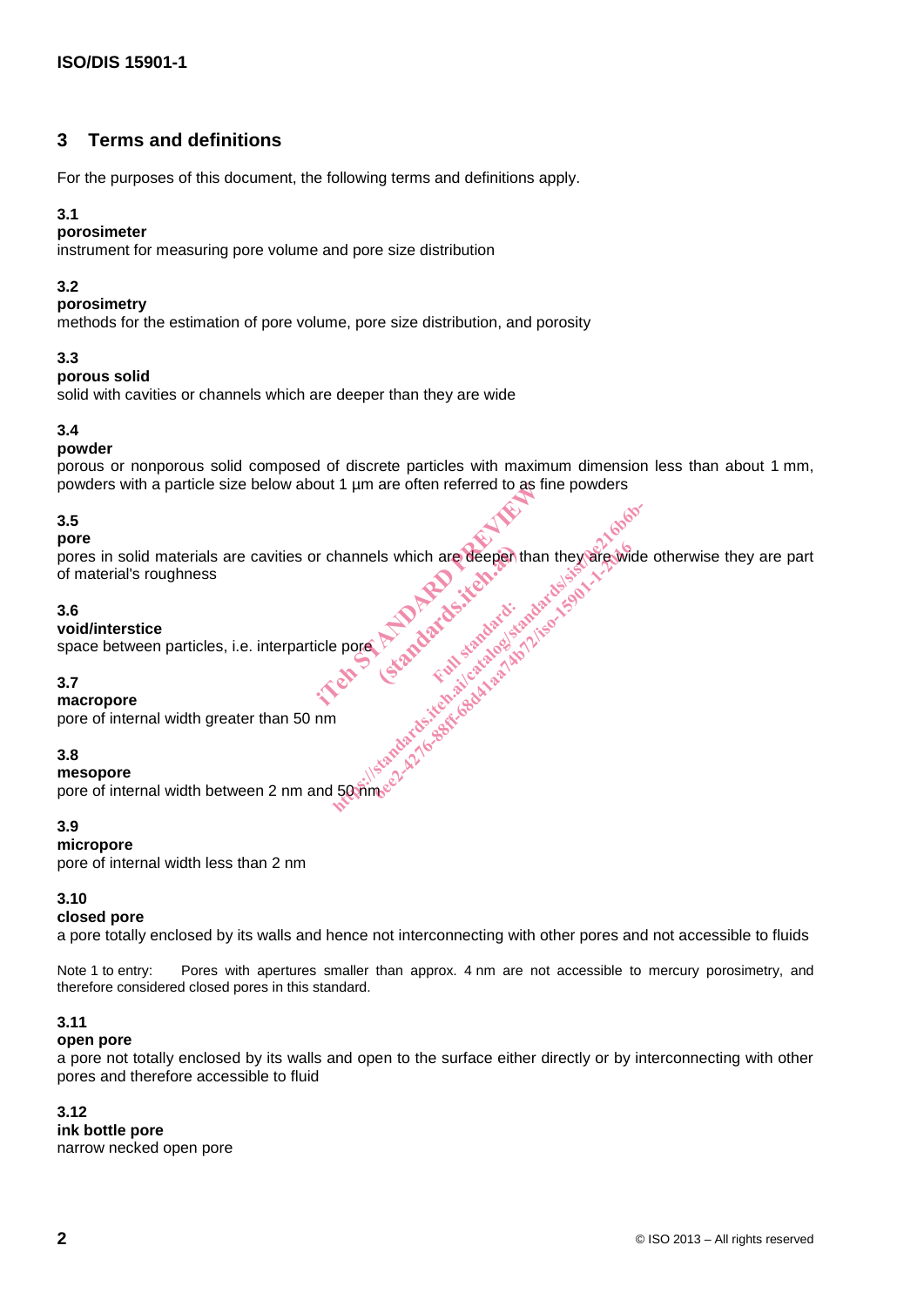## 3 Terms and definitions

For the purposes of this document, the following terms and definitions apply.

**3.1**
**porosimeter**
instrument for measuring pore volume and pore size distribution

**3.2**
**porosimetry**
methods for the estimation of pore volume, pore size distribution, and porosity

**3.3**
**porous solid**
solid with cavities or channels which are deeper than they are wide

**3.4**
**powder**
porous or nonporous solid composed of discrete particles with maximum dimension less than about 1 mm, powders with a particle size below about 1 µm are often referred to as fine powders

**3.5**
**pore**
pores in solid materials are cavities or channels which are deeper than they are wide otherwise they are part of material's roughness

**3.6**
**void/interstice**
space between particles, i.e. interparticle pore

**3.7**
**macropore**
pore of internal width greater than 50 nm

**3.8**
**mesopore**
pore of internal width between 2 nm and 50 nm

**3.9**
**micropore**
pore of internal width less than 2 nm

**3.10**
**closed pore**
a pore totally enclosed by its walls and hence not interconnecting with other pores and not accessible to fluids

Note 1 to entry: Pores with apertures smaller than approx. 4 nm are not accessible to mercury porosimetry, and therefore considered closed pores in this standard.

**3.11**
**open pore**
a pore not totally enclosed by its walls and open to the surface either directly or by interconnecting with other pores and therefore accessible to fluid

**3.12**
**ink bottle pore**
narrow necked open pore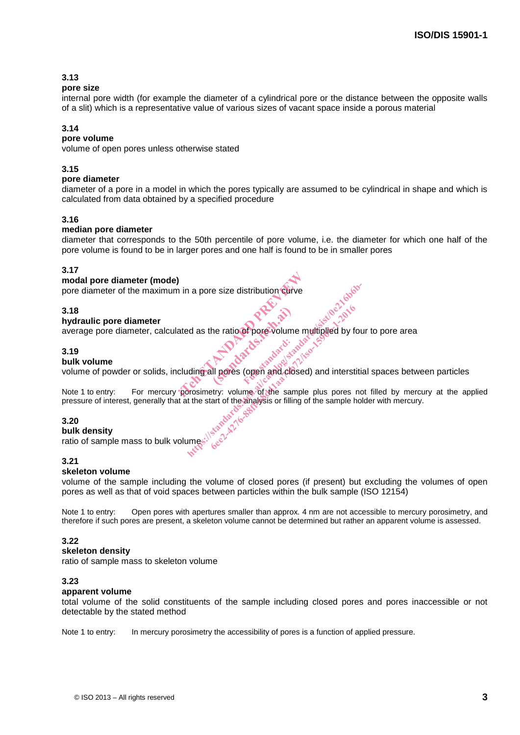**3.13**
**pore size**
internal pore width (for example the diameter of a cylindrical pore or the distance between the opposite walls of a slit) which is a representative value of various sizes of vacant space inside a porous material

**3.14**
**pore volume**
volume of open pores unless otherwise stated

**3.15**
**pore diameter**
diameter of a pore in a model in which the pores typically are assumed to be cylindrical in shape and which is calculated from data obtained by a specified procedure

**3.16**
**median pore diameter**
diameter that corresponds to the 50th percentile of pore volume, i.e. the diameter for which one half of the pore volume is found to be in larger pores and one half is found to be in smaller pores

**3.17**
**modal pore diameter (mode)**
pore diameter of the maximum in a pore size distribution curve

**3.18**
**hydraulic pore diameter**
average pore diameter, calculated as the ratio of pore volume multiplied by four to pore area

**3.19**
**bulk volume**
volume of powder or solids, including all pores (open and closed) and interstitial spaces between particles

Note 1 to entry: For mercury porosimetry: volume of the sample plus pores not filled by mercury at the applied pressure of interest, generally that at the start of the analysis or filling of the sample holder with mercury.

**3.20**
**bulk density**
ratio of sample mass to bulk volume

**3.21**
**skeleton volume**
volume of the sample including the volume of closed pores (if present) but excluding the volumes of open pores as well as that of void spaces between particles within the bulk sample (ISO 12154)

Note 1 to entry: Open pores with apertures smaller than approx. 4 nm are not accessible to mercury porosimetry, and therefore if such pores are present, a skeleton volume cannot be determined but rather an apparent volume is assessed.

**3.22**
**skeleton density**
ratio of sample mass to skeleton volume

**3.23**
**apparent volume**
total volume of the solid constituents of the sample including closed pores and pores inaccessible or not detectable by the stated method

Note 1 to entry: In mercury porosimetry the accessibility of pores is a function of applied pressure.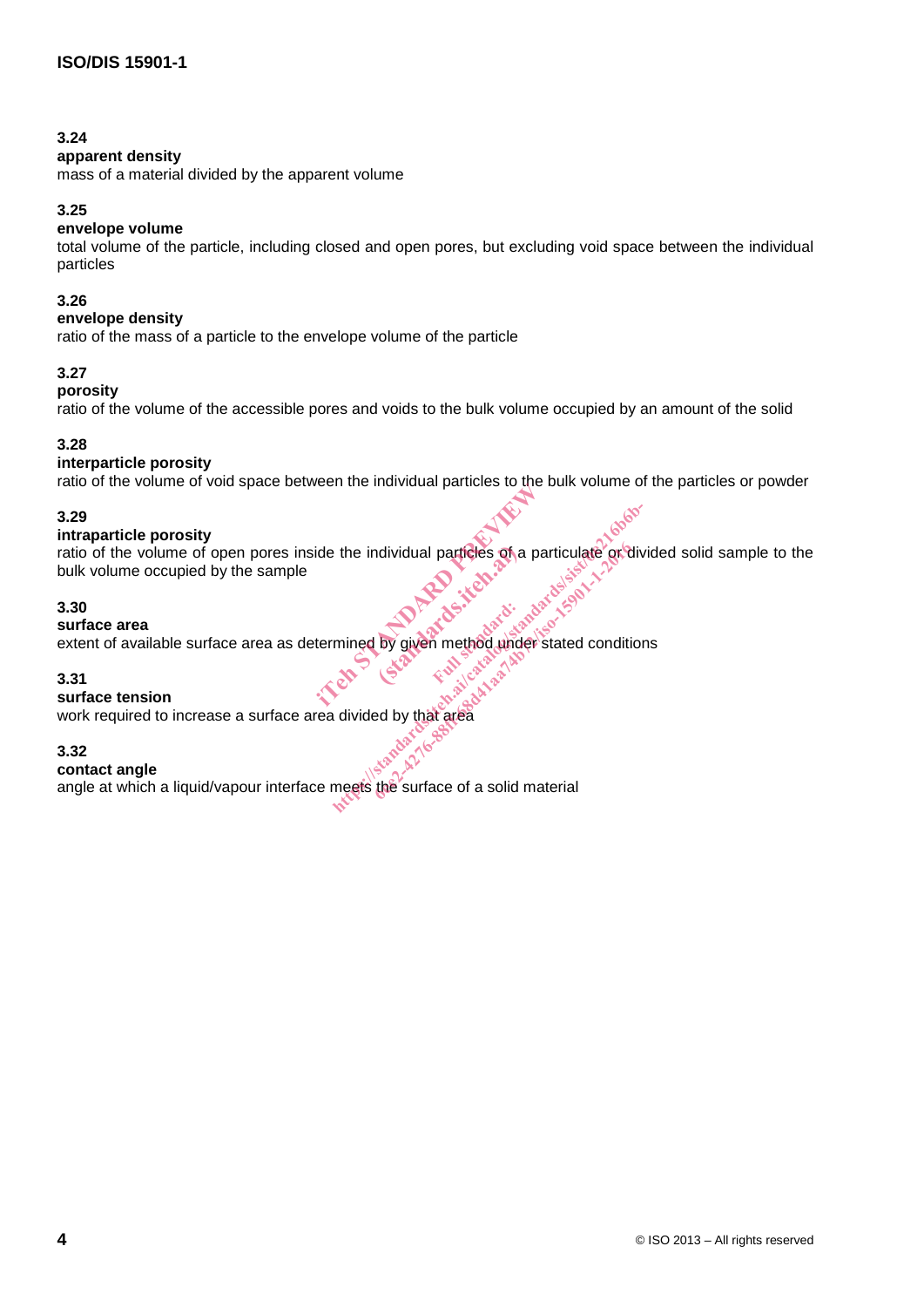**3.24**

**apparent density**

mass of a material divided by the apparent volume

**3.25**

**envelope volume**

total volume of the particle, including closed and open pores, but excluding void space between the individual particles

**3.26**

**envelope density**

ratio of the mass of a particle to the envelope volume of the particle

**3.27**

**porosity**

ratio of the volume of the accessible pores and voids to the bulk volume occupied by an amount of the solid

**3.28**

**interparticle porosity**

ratio of the volume of void space between the individual particles to the bulk volume of the particles or powder

**3.29**

**intraparticle porosity**

ratio of the volume of open pores inside the individual particles of a particulate or divided solid sample to the bulk volume occupied by the sample

**3.30**

**surface area**

extent of available surface area as determined by given method under stated conditions

**3.31**

**surface tension**

work required to increase a surface area divided by that area

**3.32**

**contact angle**

angle at which a liquid/vapour interface meets the surface of a solid material